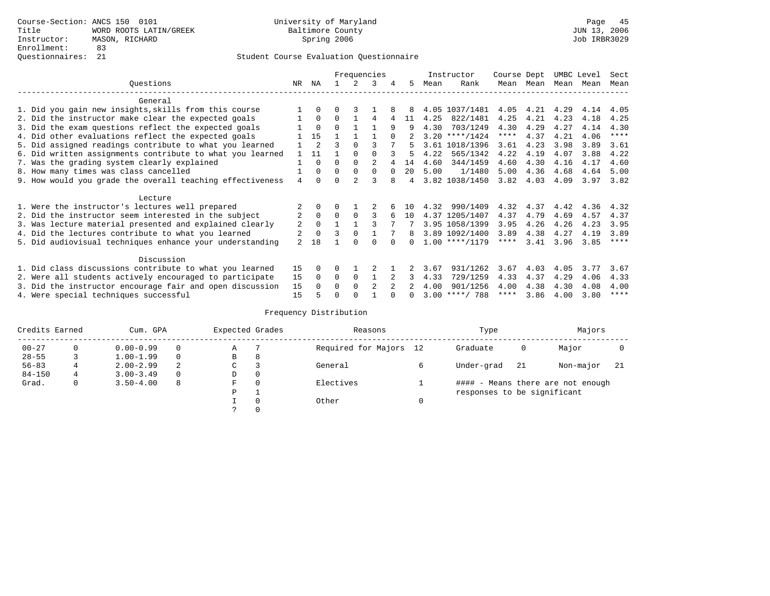Course-Section: ANCS 150 0101
Title: WORD ROOTS LATIN/GREEK
Instructor: MASON, RICHARD
Enrollment: 83
Questionnaires: 21

University of Maryland
Baltimore County
Spring 2006

JUN 13, 2006
Job IRBR3029

## Student Course Evaluation Questionnaire

| Questions | NR | NA | 1 | 2 | 3 | 4 | 5 | Instructor Mean | Instructor Rank | Course Mean | Dept Mean | UMBC Mean | Level Mean | Sect Mean |
|---|---|---|---|---|---|---|---|---|---|---|---|---|---|---|
| **General** | | | | | | | | | | | | | | |
| 1. Did you gain new insights,skills from this course | 1 | 0 | 0 | 3 | 1 | 8 | 8 | 4.05 | 1037/1481 | 4.05 | 4.21 | 4.29 | 4.14 | 4.05 |
| 2. Did the instructor make clear the expected goals | 1 | 0 | 0 | 1 | 4 | 4 | 11 | 4.25 | 822/1481 | 4.25 | 4.21 | 4.23 | 4.18 | 4.25 |
| 3. Did the exam questions reflect the expected goals | 1 | 0 | 0 | 1 | 1 | 9 | 9 | 4.30 | 703/1249 | 4.30 | 4.29 | 4.27 | 4.14 | 4.30 |
| 4. Did other evaluations reflect the expected goals | 1 | 15 | 1 | 1 | 1 | 0 | 2 | 3.20 | ****/1424 | **** | 4.37 | 4.21 | 4.06 | **** |
| 5. Did assigned readings contribute to what you learned | 1 | 2 | 3 | 0 | 3 | 7 | 5 | 3.61 | 1018/1396 | 3.61 | 4.23 | 3.98 | 3.89 | 3.61 |
| 6. Did written assignments contribute to what you learned | 1 | 11 | 1 | 0 | 0 | 3 | 5 | 4.22 | 565/1342 | 4.22 | 4.19 | 4.07 | 3.88 | 4.22 |
| 7. Was the grading system clearly explained | 1 | 0 | 0 | 0 | 2 | 4 | 14 | 4.60 | 344/1459 | 4.60 | 4.30 | 4.16 | 4.17 | 4.60 |
| 8. How many times was class cancelled | 1 | 0 | 0 | 0 | 0 | 0 | 20 | 5.00 | 1/1480 | 5.00 | 4.36 | 4.68 | 4.64 | 5.00 |
| 9. How would you grade the overall teaching effectiveness | 4 | 0 | 0 | 2 | 3 | 8 | 4 | 3.82 | 1038/1450 | 3.82 | 4.03 | 4.09 | 3.97 | 3.82 |
| **Lecture** | | | | | | | | | | | | | | |
| 1. Were the instructor's lectures well prepared | 2 | 0 | 0 | 1 | 2 | 6 | 10 | 4.32 | 990/1409 | 4.32 | 4.37 | 4.42 | 4.36 | 4.32 |
| 2. Did the instructor seem interested in the subject | 2 | 0 | 0 | 0 | 3 | 6 | 10 | 4.37 | 1205/1407 | 4.37 | 4.79 | 4.69 | 4.57 | 4.37 |
| 3. Was lecture material presented and explained clearly | 2 | 0 | 1 | 1 | 3 | 7 | 7 | 3.95 | 1058/1399 | 3.95 | 4.26 | 4.26 | 4.23 | 3.95 |
| 4. Did the lectures contribute to what you learned | 2 | 0 | 3 | 0 | 1 | 7 | 8 | 3.89 | 1092/1400 | 3.89 | 4.38 | 4.27 | 4.19 | 3.89 |
| 5. Did audiovisual techniques enhance your understanding | 2 | 18 | 1 | 0 | 0 | 0 | 0 | 1.00 | ****/1179 | **** | 3.41 | 3.96 | 3.85 | **** |
| **Discussion** | | | | | | | | | | | | | | |
| 1. Did class discussions contribute to what you learned | 15 | 0 | 0 | 1 | 2 | 1 | 2 | 3.67 | 931/1262 | 3.67 | 4.03 | 4.05 | 3.77 | 3.67 |
| 2. Were all students actively encouraged to participate | 15 | 0 | 0 | 0 | 1 | 2 | 3 | 4.33 | 729/1259 | 4.33 | 4.37 | 4.29 | 4.06 | 4.33 |
| 3. Did the instructor encourage fair and open discussion | 15 | 0 | 0 | 0 | 2 | 2 | 2 | 4.00 | 901/1256 | 4.00 | 4.38 | 4.30 | 4.08 | 4.00 |
| 4. Were special techniques successful | 15 | 5 | 0 | 0 | 1 | 0 | 0 | 3.00 | ****/ 788 | **** | 3.86 | 4.00 | 3.80 | **** |

## Frequency Distribution

| Credits Earned | | Cum. GPA | | Expected Grades | | Reasons | | Type | | Majors | |
|---|---|---|---|---|---|---|---|---|---|---|---|
| 00-27 | 0 | 0.00-0.99 | 0 | A | 7 | Required for Majors | 12 | Graduate | 0 | Major | 0 |
| 28-55 | 3 | 1.00-1.99 | 0 | B | 8 | | | | | | |
| 56-83 | 4 | 2.00-2.99 | 2 | C | 3 | General | 6 | Under-grad | 21 | Non-major | 21 |
| 84-150 | 4 | 3.00-3.49 | 0 | D | 0 | | | | | | |
| Grad. | 0 | 3.50-4.00 | 8 | F | 0 | Electives | 1 | | | | |
| | | | | P | 1 | | | | | | |
| | | | | I | 0 | Other | 0 | | | | |
| | | | | ? | 0 | | | | | | |

#### - Means there are not enough responses to be significant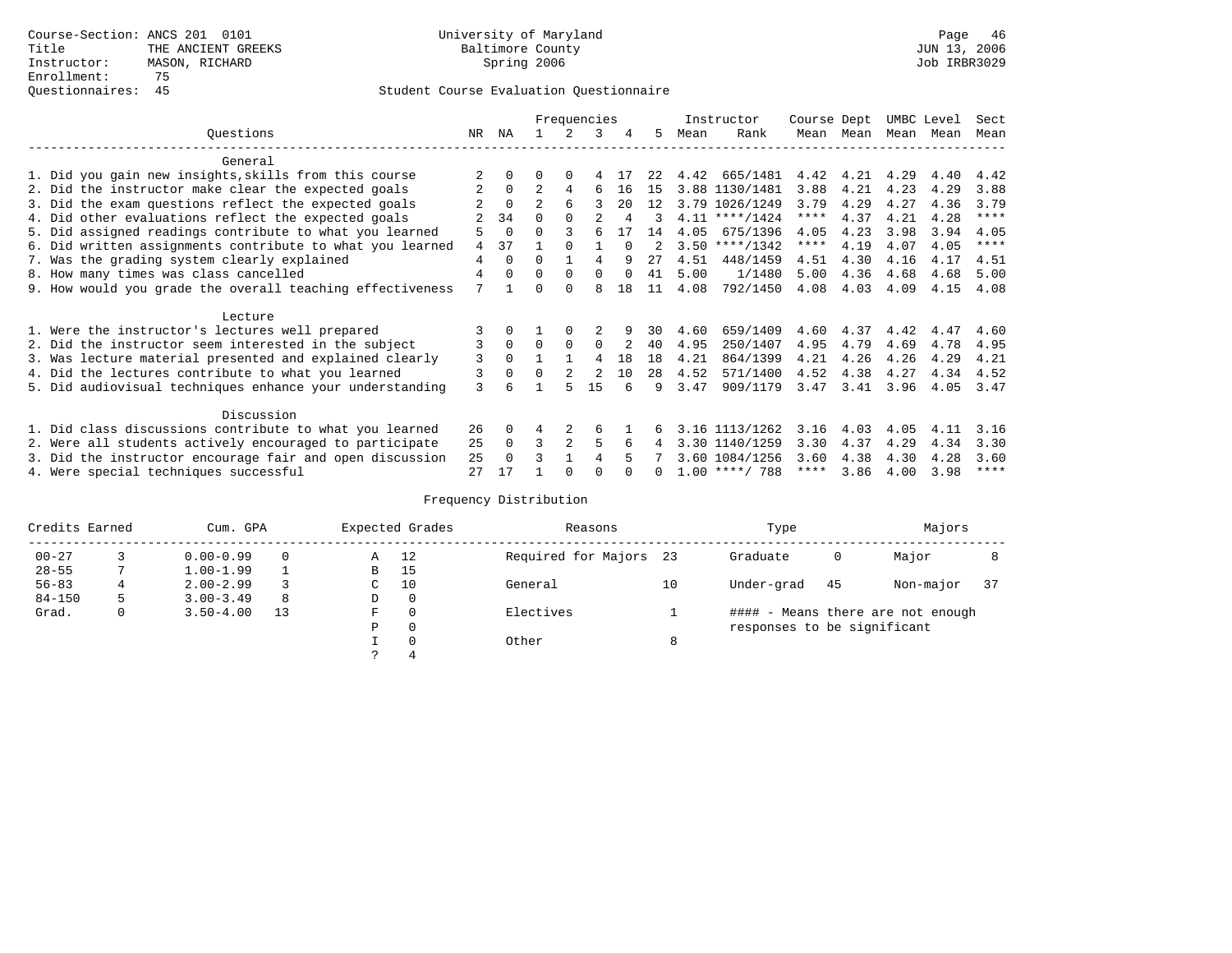Course-Section: ANCS 201 0101
Title: THE ANCIENT GREEKS
Instructor: MASON, RICHARD
Enrollment: 75
Questionnaires: 45

University of Maryland
Baltimore County
Spring 2006

JUN 13, 2006
Job IRBR3029

## Student Course Evaluation Questionnaire

| Questions | NR | NA | 1 | 2 | 3 | 4 | 5 | Instructor Mean | Instructor Rank | Course Mean | Dept Mean | UMBC Mean | Level Mean | Sect Mean |
|---|---|---|---|---|---|---|---|---|---|---|---|---|---|---|
| **General** | | | | | | | | | | | | | | |
| 1. Did you gain new insights,skills from this course | 2 | 0 | 0 | 0 | 4 | 17 | 22 | 4.42 | 665/1481 | 4.42 | 4.21 | 4.29 | 4.40 | 4.42 |
| 2. Did the instructor make clear the expected goals | 2 | 0 | 2 | 4 | 6 | 16 | 15 | 3.88 | 1130/1481 | 3.88 | 4.21 | 4.23 | 4.29 | 3.88 |
| 3. Did the exam questions reflect the expected goals | 2 | 0 | 2 | 6 | 3 | 20 | 12 | 3.79 | 1026/1249 | 3.79 | 4.29 | 4.27 | 4.36 | 3.79 |
| 4. Did other evaluations reflect the expected goals | 2 | 34 | 0 | 0 | 2 | 4 | 3 | 4.11 | ****/1424 | **** | 4.37 | 4.21 | 4.28 | **** |
| 5. Did assigned readings contribute to what you learned | 5 | 0 | 0 | 3 | 6 | 17 | 14 | 4.05 | 675/1396 | 4.05 | 4.23 | 3.98 | 3.94 | 4.05 |
| 6. Did written assignments contribute to what you learned | 4 | 37 | 1 | 0 | 1 | 0 | 2 | 3.50 | ****/1342 | **** | 4.19 | 4.07 | 4.05 | **** |
| 7. Was the grading system clearly explained | 4 | 0 | 0 | 1 | 4 | 9 | 27 | 4.51 | 448/1459 | 4.51 | 4.30 | 4.16 | 4.17 | 4.51 |
| 8. How many times was class cancelled | 4 | 0 | 0 | 0 | 0 | 0 | 41 | 5.00 | 1/1480 | 5.00 | 4.36 | 4.68 | 4.68 | 5.00 |
| 9. How would you grade the overall teaching effectiveness | 7 | 1 | 0 | 0 | 8 | 18 | 11 | 4.08 | 792/1450 | 4.08 | 4.03 | 4.09 | 4.15 | 4.08 |
| **Lecture** | | | | | | | | | | | | | | |
| 1. Were the instructor's lectures well prepared | 3 | 0 | 1 | 0 | 2 | 9 | 30 | 4.60 | 659/1409 | 4.60 | 4.37 | 4.42 | 4.47 | 4.60 |
| 2. Did the instructor seem interested in the subject | 3 | 0 | 0 | 0 | 0 | 2 | 40 | 4.95 | 250/1407 | 4.95 | 4.79 | 4.69 | 4.78 | 4.95 |
| 3. Was lecture material presented and explained clearly | 3 | 0 | 1 | 1 | 4 | 18 | 18 | 4.21 | 864/1399 | 4.21 | 4.26 | 4.26 | 4.29 | 4.21 |
| 4. Did the lectures contribute to what you learned | 3 | 0 | 0 | 2 | 2 | 10 | 28 | 4.52 | 571/1400 | 4.52 | 4.38 | 4.27 | 4.34 | 4.52 |
| 5. Did audiovisual techniques enhance your understanding | 3 | 6 | 1 | 5 | 15 | 6 | 9 | 3.47 | 909/1179 | 3.47 | 3.41 | 3.96 | 4.05 | 3.47 |
| **Discussion** | | | | | | | | | | | | | | |
| 1. Did class discussions contribute to what you learned | 26 | 0 | 4 | 2 | 6 | 1 | 6 | 3.16 | 1113/1262 | 3.16 | 4.03 | 4.05 | 4.11 | 3.16 |
| 2. Were all students actively encouraged to participate | 25 | 0 | 3 | 2 | 5 | 6 | 4 | 3.30 | 1140/1259 | 3.30 | 4.37 | 4.29 | 4.34 | 3.30 |
| 3. Did the instructor encourage fair and open discussion | 25 | 0 | 3 | 1 | 4 | 5 | 7 | 3.60 | 1084/1256 | 3.60 | 4.38 | 4.30 | 4.28 | 3.60 |
| 4. Were special techniques successful | 27 | 17 | 1 | 0 | 0 | 0 | 0 | 1.00 | ****/ 788 | **** | 3.86 | 4.00 | 3.98 | **** |

### Frequency Distribution

| Credits Earned | | Cum. GPA | | Expected Grades | | Reasons | | Type | | Majors | |
|---|---|---|---|---|---|---|---|---|---|---|---|
| 00-27 | 3 | 0.00-0.99 | 0 | A | 12 | Required for Majors | 23 | Graduate | 0 | Major | 8 |
| 28-55 | 7 | 1.00-1.99 | 1 | B | 15 | | | | | | |
| 56-83 | 4 | 2.00-2.99 | 3 | C | 10 | General | 10 | Under-grad | 45 | Non-major | 37 |
| 84-150 | 5 | 3.00-3.49 | 8 | D | 0 | | | | | | |
| Grad. | 0 | 3.50-4.00 | 13 | F | 0 | Electives | 1 | #### - Means there are not enough responses to be significant | | | |
| | | | | P | 0 | | | | | | |
| | | | | I | 0 | Other | 8 | | | | |
| | | | | ? | 4 | | | | | | |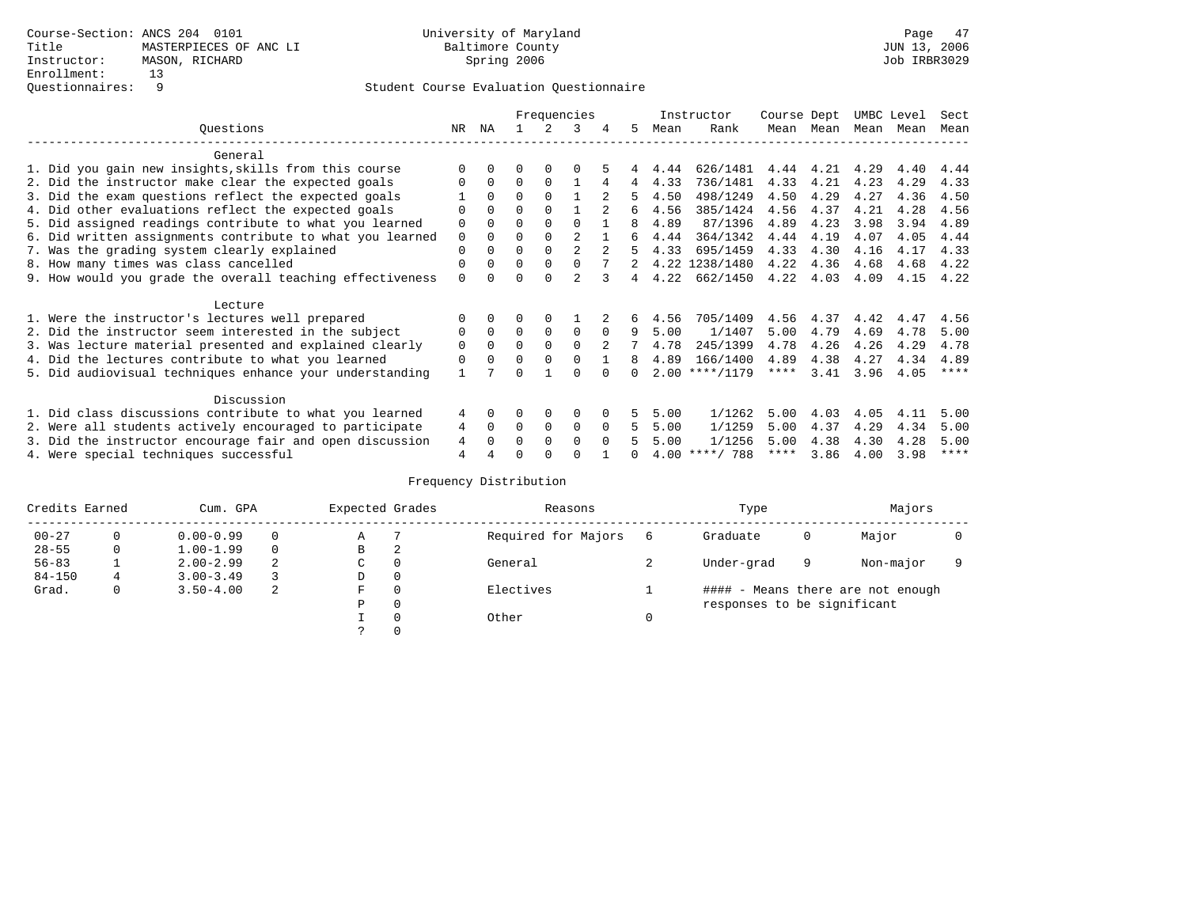Course-Section: ANCS 204 0101
Title: MASTERPIECES OF ANC LI
Instructor: MASON, RICHARD
Enrollment: 13
Questionnaires: 9

University of Maryland
Baltimore County
Spring 2006

JUN 13, 2006
Job IRBR3029

Student Course Evaluation Questionnaire

| Questions | NR | NA | 1 | 2 | 3 | 4 | 5 | Instructor Mean | Rank | Course Mean | Dept Mean | UMBC Mean | Level Mean | Sect Mean |
|---|---|---|---|---|---|---|---|---|---|---|---|---|---|---|
| **General** | | | | | | | | | | | | | | |
| 1. Did you gain new insights,skills from this course | 0 | 0 | 0 | 0 | 0 | 5 | 4 | 4.44 | 626/1481 | 4.44 | 4.21 | 4.29 | 4.40 | 4.44 |
| 2. Did the instructor make clear the expected goals | 0 | 0 | 0 | 0 | 1 | 4 | 4 | 4.33 | 736/1481 | 4.33 | 4.21 | 4.23 | 4.29 | 4.33 |
| 3. Did the exam questions reflect the expected goals | 1 | 0 | 0 | 0 | 1 | 2 | 5 | 4.50 | 498/1249 | 4.50 | 4.29 | 4.27 | 4.36 | 4.50 |
| 4. Did other evaluations reflect the expected goals | 0 | 0 | 0 | 0 | 1 | 2 | 6 | 4.56 | 385/1424 | 4.56 | 4.37 | 4.21 | 4.28 | 4.56 |
| 5. Did assigned readings contribute to what you learned | 0 | 0 | 0 | 0 | 0 | 1 | 8 | 4.89 | 87/1396 | 4.89 | 4.23 | 3.98 | 3.94 | 4.89 |
| 6. Did written assignments contribute to what you learned | 0 | 0 | 0 | 0 | 2 | 1 | 6 | 4.44 | 364/1342 | 4.44 | 4.19 | 4.07 | 4.05 | 4.44 |
| 7. Was the grading system clearly explained | 0 | 0 | 0 | 0 | 2 | 2 | 5 | 4.33 | 695/1459 | 4.33 | 4.30 | 4.16 | 4.17 | 4.33 |
| 8. How many times was class cancelled | 0 | 0 | 0 | 0 | 0 | 7 | 2 | 4.22 | 1238/1480 | 4.22 | 4.36 | 4.68 | 4.68 | 4.22 |
| 9. How would you grade the overall teaching effectiveness | 0 | 0 | 0 | 0 | 2 | 3 | 4 | 4.22 | 662/1450 | 4.22 | 4.03 | 4.09 | 4.15 | 4.22 |
| **Lecture** | | | | | | | | | | | | | | |
| 1. Were the instructor's lectures well prepared | 0 | 0 | 0 | 0 | 1 | 2 | 6 | 4.56 | 705/1409 | 4.56 | 4.37 | 4.42 | 4.47 | 4.56 |
| 2. Did the instructor seem interested in the subject | 0 | 0 | 0 | 0 | 0 | 0 | 9 | 5.00 | 1/1407 | 5.00 | 4.79 | 4.69 | 4.78 | 5.00 |
| 3. Was lecture material presented and explained clearly | 0 | 0 | 0 | 0 | 0 | 2 | 7 | 4.78 | 245/1399 | 4.78 | 4.26 | 4.26 | 4.29 | 4.78 |
| 4. Did the lectures contribute to what you learned | 0 | 0 | 0 | 0 | 0 | 1 | 8 | 4.89 | 166/1400 | 4.89 | 4.38 | 4.27 | 4.34 | 4.89 |
| 5. Did audiovisual techniques enhance your understanding | 1 | 7 | 0 | 1 | 0 | 0 | 0 | 2.00 | ****/1179 | **** | 3.41 | 3.96 | 4.05 | **** |
| **Discussion** | | | | | | | | | | | | | | |
| 1. Did class discussions contribute to what you learned | 4 | 0 | 0 | 0 | 0 | 0 | 5 | 5.00 | 1/1262 | 5.00 | 4.03 | 4.05 | 4.11 | 5.00 |
| 2. Were all students actively encouraged to participate | 4 | 0 | 0 | 0 | 0 | 0 | 5 | 5.00 | 1/1259 | 5.00 | 4.37 | 4.29 | 4.34 | 5.00 |
| 3. Did the instructor encourage fair and open discussion | 4 | 0 | 0 | 0 | 0 | 0 | 5 | 5.00 | 1/1256 | 5.00 | 4.38 | 4.30 | 4.28 | 5.00 |
| 4. Were special techniques successful | 4 | 4 | 0 | 0 | 0 | 1 | 0 | 4.00 | ****/ 788 | **** | 3.86 | 4.00 | 3.98 | **** |

Frequency Distribution

| Credits Earned | | Cum. GPA | | Expected Grades | | Reasons | | Type | | Majors | |
|---|---|---|---|---|---|---|---|---|---|---|---|
| 00-27 | 0 | 0.00-0.99 | 0 | A | 7 | Required for Majors | 6 | Graduate | 0 | Major | 0 |
| 28-55 | 0 | 1.00-1.99 | 0 | B | 2 | | | | | | |
| 56-83 | 1 | 2.00-2.99 | 2 | C | 0 | General | 2 | Under-grad | 9 | Non-major | 9 |
| 84-150 | 4 | 3.00-3.49 | 3 | D | 0 | | | | | | |
| Grad. | 0 | 3.50-4.00 | 2 | F | 0 | Electives | 1 | | | | |
| | | | | P | 0 | | | | | | |
| | | | | I | 0 | Other | 0 | | | | |
| | | | | ? | 0 | | | | | | |

#### - Means there are not enough responses to be significant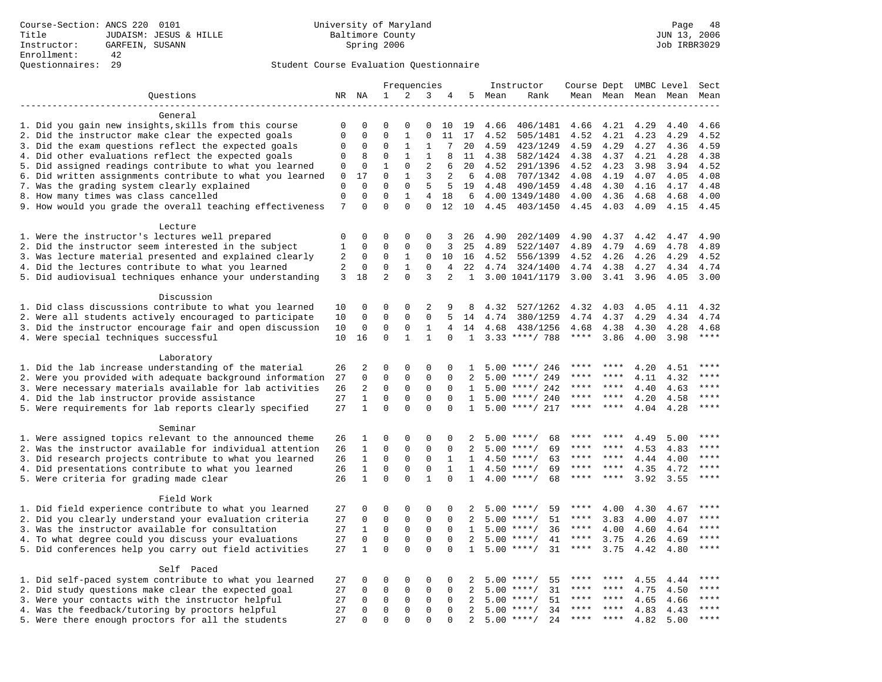Course-Section: ANCS 220 0101
Title: JUDAISM: JESUS & HILLE
Instructor: GARFEIN, SUSANN
Enrollment: 42
Questionnaires: 29

University of Maryland
Baltimore County
Spring 2006

JUN 13, 2006
Job IRBR3029

Student Course Evaluation Questionnaire

| Questions | NR | NA | 1 | 2 | 3 | 4 | 5 | Instructor Mean | Instructor Rank | Course Mean | Dept Mean | UMBC Mean | Level Mean | Sect Mean |
|---|---|---|---|---|---|---|---|---|---|---|---|---|---|---|
| **General** | | | | | | | | | | | | | | |
| 1. Did you gain new insights,skills from this course | 0 | 0 | 0 | 0 | 0 | 10 | 19 | 4.66 | 406/1481 | 4.66 | 4.21 | 4.29 | 4.40 | 4.66 |
| 2. Did the instructor make clear the expected goals | 0 | 0 | 0 | 1 | 0 | 11 | 17 | 4.52 | 505/1481 | 4.52 | 4.21 | 4.23 | 4.29 | 4.52 |
| 3. Did the exam questions reflect the expected goals | 0 | 0 | 0 | 1 | 1 | 7 | 20 | 4.59 | 423/1249 | 4.59 | 4.29 | 4.27 | 4.36 | 4.59 |
| 4. Did other evaluations reflect the expected goals | 0 | 8 | 0 | 1 | 1 | 8 | 11 | 4.38 | 582/1424 | 4.38 | 4.37 | 4.21 | 4.28 | 4.38 |
| 5. Did assigned readings contribute to what you learned | 0 | 0 | 1 | 0 | 2 | 6 | 20 | 4.52 | 291/1396 | 4.52 | 4.23 | 3.98 | 3.94 | 4.52 |
| 6. Did written assignments contribute to what you learned | 0 | 17 | 0 | 1 | 3 | 2 | 6 | 4.08 | 707/1342 | 4.08 | 4.19 | 4.07 | 4.05 | 4.08 |
| 7. Was the grading system clearly explained | 0 | 0 | 0 | 0 | 5 | 5 | 19 | 4.48 | 490/1459 | 4.48 | 4.30 | 4.16 | 4.17 | 4.48 |
| 8. How many times was class cancelled | 0 | 0 | 0 | 1 | 4 | 18 | 6 | 4.00 | 1349/1480 | 4.00 | 4.36 | 4.68 | 4.68 | 4.00 |
| 9. How would you grade the overall teaching effectiveness | 7 | 0 | 0 | 0 | 0 | 12 | 10 | 4.45 | 403/1450 | 4.45 | 4.03 | 4.09 | 4.15 | 4.45 |
| **Lecture** | | | | | | | | | | | | | | |
| 1. Were the instructor's lectures well prepared | 0 | 0 | 0 | 0 | 0 | 3 | 26 | 4.90 | 202/1409 | 4.90 | 4.37 | 4.42 | 4.47 | 4.90 |
| 2. Did the instructor seem interested in the subject | 1 | 0 | 0 | 0 | 0 | 3 | 25 | 4.89 | 522/1407 | 4.89 | 4.79 | 4.69 | 4.78 | 4.89 |
| 3. Was lecture material presented and explained clearly | 2 | 0 | 0 | 1 | 0 | 10 | 16 | 4.52 | 556/1399 | 4.52 | 4.26 | 4.26 | 4.29 | 4.52 |
| 4. Did the lectures contribute to what you learned | 2 | 0 | 0 | 1 | 0 | 4 | 22 | 4.74 | 324/1400 | 4.74 | 4.38 | 4.27 | 4.34 | 4.74 |
| 5. Did audiovisual techniques enhance your understanding | 3 | 18 | 2 | 0 | 3 | 2 | 1 | 3.00 | 1041/1179 | 3.00 | 3.41 | 3.96 | 4.05 | 3.00 |
| **Discussion** | | | | | | | | | | | | | | |
| 1. Did class discussions contribute to what you learned | 10 | 0 | 0 | 0 | 2 | 9 | 8 | 4.32 | 527/1262 | 4.32 | 4.03 | 4.05 | 4.11 | 4.32 |
| 2. Were all students actively encouraged to participate | 10 | 0 | 0 | 0 | 0 | 5 | 14 | 4.74 | 380/1259 | 4.74 | 4.37 | 4.29 | 4.34 | 4.74 |
| 3. Did the instructor encourage fair and open discussion | 10 | 0 | 0 | 0 | 1 | 4 | 14 | 4.68 | 438/1256 | 4.68 | 4.38 | 4.30 | 4.28 | 4.68 |
| 4. Were special techniques successful | 10 | 16 | 0 | 1 | 1 | 0 | 1 | 3.33 | ****/ 788 | **** | 3.86 | 4.00 | 3.98 | **** |
| **Laboratory** | | | | | | | | | | | | | | |
| 1. Did the lab increase understanding of the material | 26 | 2 | 0 | 0 | 0 | 0 | 1 | 5.00 | ****/ 246 | **** | **** | 4.20 | 4.51 | **** |
| 2. Were you provided with adequate background information | 27 | 0 | 0 | 0 | 0 | 0 | 2 | 5.00 | ****/ 249 | **** | **** | 4.11 | 4.32 | **** |
| 3. Were necessary materials available for lab activities | 26 | 2 | 0 | 0 | 0 | 0 | 1 | 5.00 | ****/ 242 | **** | **** | 4.40 | 4.63 | **** |
| 4. Did the lab instructor provide assistance | 27 | 1 | 0 | 0 | 0 | 0 | 1 | 5.00 | ****/ 240 | **** | **** | 4.20 | 4.58 | **** |
| 5. Were requirements for lab reports clearly specified | 27 | 1 | 0 | 0 | 0 | 0 | 1 | 5.00 | ****/ 217 | **** | **** | 4.04 | 4.28 | **** |
| **Seminar** | | | | | | | | | | | | | | |
| 1. Were assigned topics relevant to the announced theme | 26 | 1 | 0 | 0 | 0 | 0 | 2 | 5.00 | ****/ 68 | **** | **** | 4.49 | 5.00 | **** |
| 2. Was the instructor available for individual attention | 26 | 1 | 0 | 0 | 0 | 0 | 2 | 5.00 | ****/ 69 | **** | **** | 4.53 | 4.83 | **** |
| 3. Did research projects contribute to what you learned | 26 | 1 | 0 | 0 | 0 | 1 | 1 | 4.50 | ****/ 63 | **** | **** | 4.44 | 4.00 | **** |
| 4. Did presentations contribute to what you learned | 26 | 1 | 0 | 0 | 0 | 1 | 1 | 4.50 | ****/ 69 | **** | **** | 4.35 | 4.72 | **** |
| 5. Were criteria for grading made clear | 26 | 1 | 0 | 0 | 1 | 0 | 1 | 4.00 | ****/ 68 | **** | **** | 3.92 | 3.55 | **** |
| **Field Work** | | | | | | | | | | | | | | |
| 1. Did field experience contribute to what you learned | 27 | 0 | 0 | 0 | 0 | 0 | 2 | 5.00 | ****/ 59 | **** | 4.00 | 4.30 | 4.67 | **** |
| 2. Did you clearly understand your evaluation criteria | 27 | 0 | 0 | 0 | 0 | 0 | 2 | 5.00 | ****/ 51 | **** | 3.83 | 4.00 | 4.07 | **** |
| 3. Was the instructor available for consultation | 27 | 1 | 0 | 0 | 0 | 0 | 1 | 5.00 | ****/ 36 | **** | 4.00 | 4.60 | 4.64 | **** |
| 4. To what degree could you discuss your evaluations | 27 | 0 | 0 | 0 | 0 | 0 | 2 | 5.00 | ****/ 41 | **** | 3.75 | 4.26 | 4.69 | **** |
| 5. Did conferences help you carry out field activities | 27 | 1 | 0 | 0 | 0 | 0 | 1 | 5.00 | ****/ 31 | **** | 3.75 | 4.42 | 4.80 | **** |
| **Self Paced** | | | | | | | | | | | | | | |
| 1. Did self-paced system contribute to what you learned | 27 | 0 | 0 | 0 | 0 | 0 | 2 | 5.00 | ****/ 55 | **** | **** | 4.55 | 4.44 | **** |
| 2. Did study questions make clear the expected goal | 27 | 0 | 0 | 0 | 0 | 0 | 2 | 5.00 | ****/ 31 | **** | **** | 4.75 | 4.50 | **** |
| 3. Were your contacts with the instructor helpful | 27 | 0 | 0 | 0 | 0 | 0 | 2 | 5.00 | ****/ 51 | **** | **** | 4.65 | 4.66 | **** |
| 4. Was the feedback/tutoring by proctors helpful | 27 | 0 | 0 | 0 | 0 | 0 | 2 | 5.00 | ****/ 34 | **** | **** | 4.83 | 4.43 | **** |
| 5. Were there enough proctors for all the students | 27 | 0 | 0 | 0 | 0 | 0 | 2 | 5.00 | ****/ 24 | **** | **** | 4.82 | 5.00 | **** |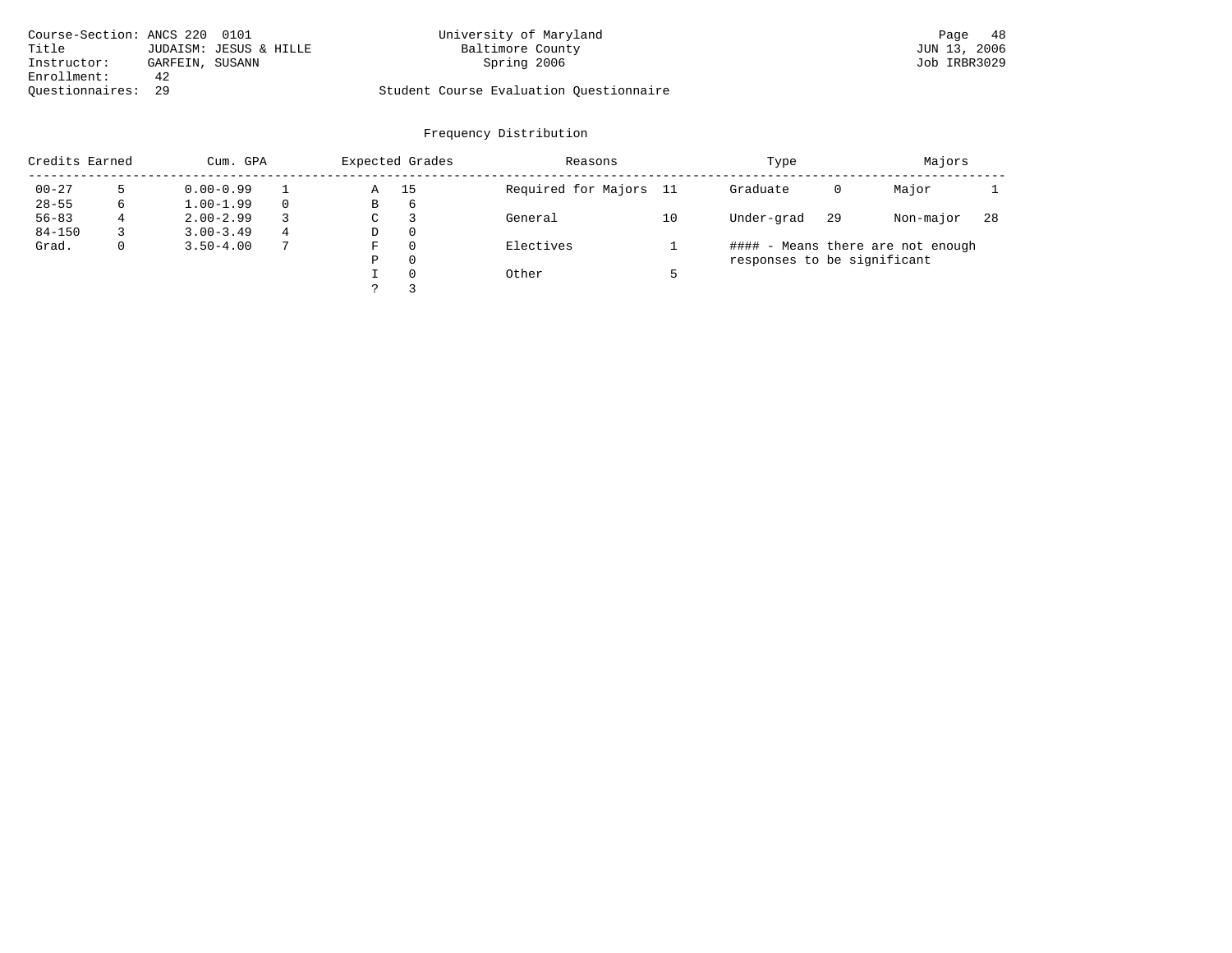Course-Section: ANCS 220 0101
Title: JUDAISM: JESUS & HILLE
Instructor: GARFEIN, SUSANN
Enrollment: 42
Questionnaires: 29

University of Maryland
Baltimore County
Spring 2006

Student Course Evaluation Questionnaire

JUN 13, 2006
Job IRBR3029

## Frequency Distribution

| Credits Earned | | Cum. GPA | | Expected Grades | | Reasons | | Type | | Majors | |
|---|---|---|---|---|---|---|---|---|---|---|---|
| 00-27 | 5 | 0.00-0.99 | 1 | A | 15 | Required for Majors | 11 | Graduate | 0 | Major | 1 |
| 28-55 | 6 | 1.00-1.99 | 0 | B | 6 | | | | | | |
| 56-83 | 4 | 2.00-2.99 | 3 | C | 3 | General | 10 | Under-grad | 29 | Non-major | 28 |
| 84-150 | 3 | 3.00-3.49 | 4 | D | 0 | | | | | | |
| Grad. | 0 | 3.50-4.00 | 7 | F | 0 | Electives | 1 | | | | |
| | | | | P | 0 | | | | | | |
| | | | | I | 0 | Other | 5 | | | | |
| | | | | ? | 3 | | | | | | |

#### - Means there are not enough responses to be significant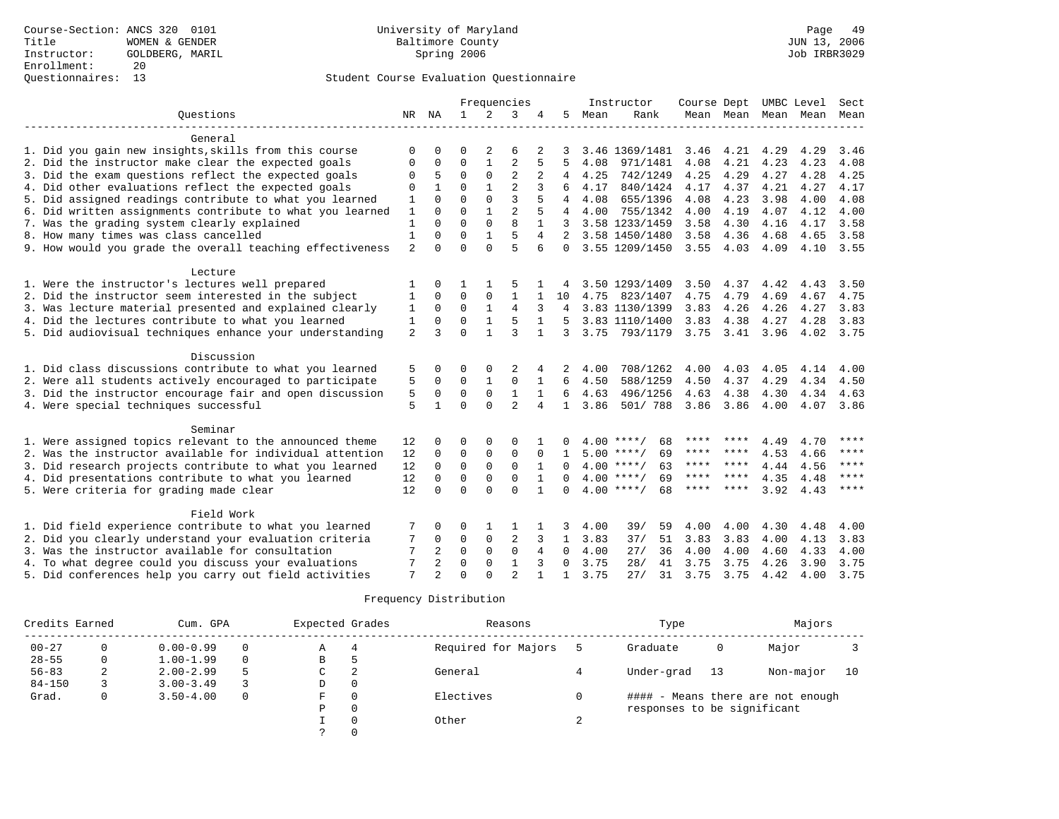Course-Section: ANCS 320 0101
Title: WOMEN & GENDER
Instructor: GOLDBERG, MARIL
Enrollment: 20
Questionnaires: 13

University of Maryland
Baltimore County
Spring 2006

Student Course Evaluation Questionnaire

| Questions | NR | NA | 1 | 2 | 3 | 4 | 5 | Instructor Mean | Instructor Rank | Course Mean | Dept Mean | UMBC Mean | Level Mean | Sect Mean |
|---|---|---|---|---|---|---|---|---|---|---|---|---|---|---|
| **General** | | | | | | | | | | | | | | |
| 1. Did you gain new insights,skills from this course | 0 | 0 | 0 | 2 | 6 | 2 | 3 | 3.46 | 1369/1481 | 3.46 | 4.21 | 4.29 | 4.29 | 3.46 |
| 2. Did the instructor make clear the expected goals | 0 | 0 | 0 | 1 | 2 | 5 | 5 | 4.08 | 971/1481 | 4.08 | 4.21 | 4.23 | 4.23 | 4.08 |
| 3. Did the exam questions reflect the expected goals | 0 | 5 | 0 | 0 | 2 | 2 | 4 | 4.25 | 742/1249 | 4.25 | 4.29 | 4.27 | 4.28 | 4.25 |
| 4. Did other evaluations reflect the expected goals | 0 | 1 | 0 | 1 | 2 | 3 | 6 | 4.17 | 840/1424 | 4.17 | 4.37 | 4.21 | 4.27 | 4.17 |
| 5. Did assigned readings contribute to what you learned | 1 | 0 | 0 | 0 | 3 | 5 | 4 | 4.08 | 655/1396 | 4.08 | 4.23 | 3.98 | 4.00 | 4.08 |
| 6. Did written assignments contribute to what you learned | 1 | 0 | 0 | 1 | 2 | 5 | 4 | 4.00 | 755/1342 | 4.00 | 4.19 | 4.07 | 4.12 | 4.00 |
| 7. Was the grading system clearly explained | 1 | 0 | 0 | 0 | 8 | 1 | 3 | 3.58 | 1233/1459 | 3.58 | 4.30 | 4.16 | 4.17 | 3.58 |
| 8. How many times was class cancelled | 1 | 0 | 0 | 1 | 5 | 4 | 2 | 3.58 | 1450/1480 | 3.58 | 4.36 | 4.68 | 4.65 | 3.58 |
| 9. How would you grade the overall teaching effectiveness | 2 | 0 | 0 | 0 | 5 | 6 | 0 | 3.55 | 1209/1450 | 3.55 | 4.03 | 4.09 | 4.10 | 3.55 |
| **Lecture** | | | | | | | | | | | | | | |
| 1. Were the instructor's lectures well prepared | 1 | 0 | 1 | 1 | 5 | 1 | 4 | 3.50 | 1293/1409 | 3.50 | 4.37 | 4.42 | 4.43 | 3.50 |
| 2. Did the instructor seem interested in the subject | 1 | 0 | 0 | 0 | 1 | 1 | 10 | 4.75 | 823/1407 | 4.75 | 4.79 | 4.69 | 4.67 | 4.75 |
| 3. Was lecture material presented and explained clearly | 1 | 0 | 0 | 1 | 4 | 3 | 4 | 3.83 | 1130/1399 | 3.83 | 4.26 | 4.26 | 4.27 | 3.83 |
| 4. Did the lectures contribute to what you learned | 1 | 0 | 0 | 1 | 5 | 1 | 5 | 3.83 | 1110/1400 | 3.83 | 4.38 | 4.27 | 4.28 | 3.83 |
| 5. Did audiovisual techniques enhance your understanding | 2 | 3 | 0 | 1 | 3 | 1 | 3 | 3.75 | 793/1179 | 3.75 | 3.41 | 3.96 | 4.02 | 3.75 |
| **Discussion** | | | | | | | | | | | | | | |
| 1. Did class discussions contribute to what you learned | 5 | 0 | 0 | 0 | 2 | 4 | 2 | 4.00 | 708/1262 | 4.00 | 4.03 | 4.05 | 4.14 | 4.00 |
| 2. Were all students actively encouraged to participate | 5 | 0 | 0 | 1 | 0 | 1 | 6 | 4.50 | 588/1259 | 4.50 | 4.37 | 4.29 | 4.34 | 4.50 |
| 3. Did the instructor encourage fair and open discussion | 5 | 0 | 0 | 0 | 1 | 1 | 6 | 4.63 | 496/1256 | 4.63 | 4.38 | 4.30 | 4.34 | 4.63 |
| 4. Were special techniques successful | 5 | 1 | 0 | 0 | 2 | 4 | 1 | 3.86 | 501/ 788 | 3.86 | 3.86 | 4.00 | 4.07 | 3.86 |
| **Seminar** | | | | | | | | | | | | | | |
| 1. Were assigned topics relevant to the announced theme | 12 | 0 | 0 | 0 | 0 | 1 | 0 | 4.00 | ****/ 68 | **** | **** | 4.49 | 4.70 | **** |
| 2. Was the instructor available for individual attention | 12 | 0 | 0 | 0 | 0 | 0 | 1 | 5.00 | ****/ 69 | **** | **** | 4.53 | 4.66 | **** |
| 3. Did research projects contribute to what you learned | 12 | 0 | 0 | 0 | 0 | 1 | 0 | 4.00 | ****/ 63 | **** | **** | 4.44 | 4.56 | **** |
| 4. Did presentations contribute to what you learned | 12 | 0 | 0 | 0 | 0 | 1 | 0 | 4.00 | ****/ 69 | **** | **** | 4.35 | 4.48 | **** |
| 5. Were criteria for grading made clear | 12 | 0 | 0 | 0 | 0 | 1 | 0 | 4.00 | ****/ 68 | **** | **** | 3.92 | 4.43 | **** |
| **Field Work** | | | | | | | | | | | | | | |
| 1. Did field experience contribute to what you learned | 7 | 0 | 0 | 1 | 1 | 1 | 3 | 4.00 | 39/ 59 | 4.00 | 4.00 | 4.30 | 4.48 | 4.00 |
| 2. Did you clearly understand your evaluation criteria | 7 | 0 | 0 | 0 | 2 | 3 | 1 | 3.83 | 37/ 51 | 3.83 | 3.83 | 4.00 | 4.13 | 3.83 |
| 3. Was the instructor available for consultation | 7 | 2 | 0 | 0 | 0 | 4 | 0 | 4.00 | 27/ 36 | 4.00 | 4.00 | 4.60 | 4.33 | 4.00 |
| 4. To what degree could you discuss your evaluations | 7 | 2 | 0 | 0 | 1 | 3 | 0 | 3.75 | 28/ 41 | 3.75 | 3.75 | 4.26 | 3.90 | 3.75 |
| 5. Did conferences help you carry out field activities | 7 | 2 | 0 | 0 | 2 | 1 | 1 | 3.75 | 27/ 31 | 3.75 | 3.75 | 4.42 | 4.00 | 3.75 |

## Frequency Distribution

| Credits Earned | | Cum. GPA | | Expected Grades | | Reasons | | Type | | Majors | |
|---|---|---|---|---|---|---|---|---|---|---|---|
| 00-27 | 0 | 0.00-0.99 | 0 | A | 4 | Required for Majors | 5 | Graduate | 0 | Major | 3 |
| 28-55 | 0 | 1.00-1.99 | 0 | B | 5 | | | | | | |
| 56-83 | 2 | 2.00-2.99 | 5 | C | 2 | General | 4 | Under-grad | 13 | Non-major | 10 |
| 84-150 | 3 | 3.00-3.49 | 3 | D | 0 | | | | | | |
| Grad. | 0 | 3.50-4.00 | 0 | F | 0 | Electives | 0 | | | | |
| | | | | P | 0 | | | | | | |
| | | | | I | 0 | Other | 2 | | | | |
| | | | | ? | 0 | | | | | | |

#### - Means there are not enough responses to be significant